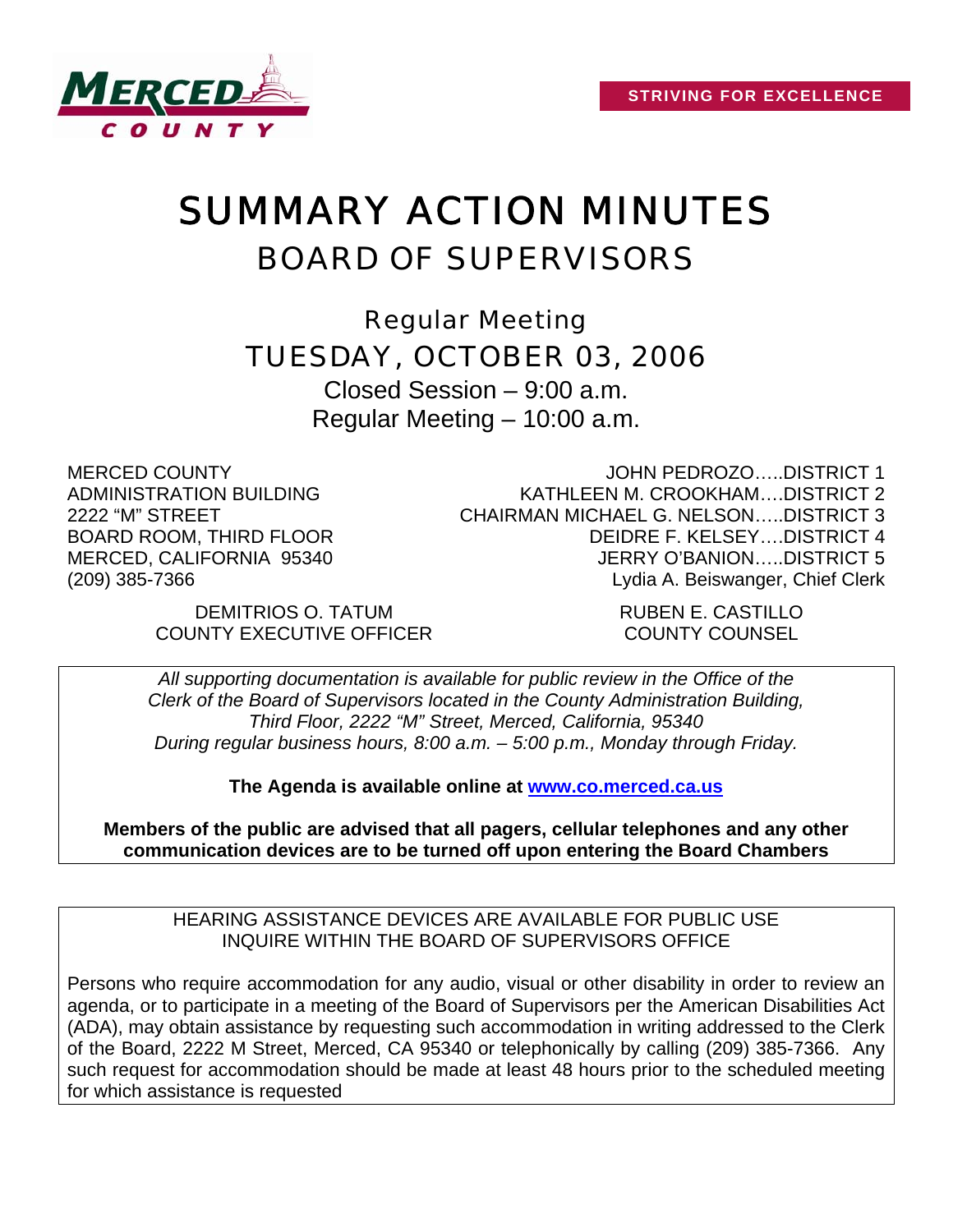MERCED COUNTY

**STRIVING FOR EXCELLENCE**

# SUMMARY ACTION MINUTES

## BOARD OF SUPERVISORS

### Regular Meeting

### TUESDAY, OCTOBER 03, 2006

Closed Session – 9:00 a.m.

Regular Meeting – 10:00 a.m.

MERCED COUNTY
ADMINISTRATION BUILDING
2222 "M" STREET
BOARD ROOM, THIRD FLOOR
MERCED, CALIFORNIA 95340
(209) 385-7366

JOHN PEDROZO…..DISTRICT 1
KATHLEEN M. CROOKHAM….DISTRICT 2
CHAIRMAN MICHAEL G. NELSON…..DISTRICT 3
DEIDRE F. KELSEY….DISTRICT 4
JERRY O'BANION…..DISTRICT 5
Lydia A. Beiswanger, Chief Clerk

DEMITRIOS O. TATUM
COUNTY EXECUTIVE OFFICER

RUBEN E. CASTILLO
COUNTY COUNSEL

*All supporting documentation is available for public review in the Office of the Clerk of the Board of Supervisors located in the County Administration Building, Third Floor, 2222 "M" Street, Merced, California, 95340 During regular business hours, 8:00 a.m. – 5:00 p.m., Monday through Friday.*

**The Agenda is available online at [www.co.merced.ca.us](http://www.co.merced.ca.us)**

**Members of the public are advised that all pagers, cellular telephones and any other communication devices are to be turned off upon entering the Board Chambers**

HEARING ASSISTANCE DEVICES ARE AVAILABLE FOR PUBLIC USE
INQUIRE WITHIN THE BOARD OF SUPERVISORS OFFICE

Persons who require accommodation for any audio, visual or other disability in order to review an agenda, or to participate in a meeting of the Board of Supervisors per the American Disabilities Act (ADA), may obtain assistance by requesting such accommodation in writing addressed to the Clerk of the Board, 2222 M Street, Merced, CA 95340 or telephonically by calling (209) 385-7366. Any such request for accommodation should be made at least 48 hours prior to the scheduled meeting for which assistance is requested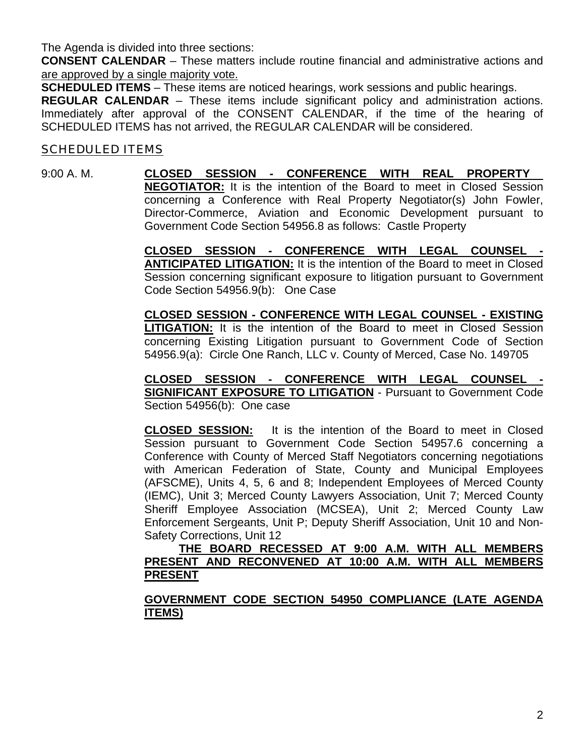The Agenda is divided into three sections:

**CONSENT CALENDAR** – These matters include routine financial and administrative actions and are approved by a single majority vote.

**SCHEDULED ITEMS** – These items are noticed hearings, work sessions and public hearings.

**REGULAR CALENDAR** – These items include significant policy and administration actions. Immediately after approval of the CONSENT CALENDAR, if the time of the hearing of SCHEDULED ITEMS has not arrived, the REGULAR CALENDAR will be considered.

## SCHEDULED ITEMS

9:00 A. M. **CLOSED SESSION - CONFERENCE WITH REAL PROPERTY NEGOTIATOR:** It is the intention of the Board to meet in Closed Session concerning a Conference with Real Property Negotiator(s) John Fowler, Director-Commerce, Aviation and Economic Development pursuant to Government Code Section 54956.8 as follows: Castle Property

**CLOSED SESSION - CONFERENCE WITH LEGAL COUNSEL - ANTICIPATED LITIGATION:** It is the intention of the Board to meet in Closed Session concerning significant exposure to litigation pursuant to Government Code Section 54956.9(b): One Case

**CLOSED SESSION - CONFERENCE WITH LEGAL COUNSEL - EXISTING LITIGATION:** It is the intention of the Board to meet in Closed Session concerning Existing Litigation pursuant to Government Code of Section 54956.9(a): Circle One Ranch, LLC v. County of Merced, Case No. 149705

**CLOSED SESSION - CONFERENCE WITH LEGAL COUNSEL - SIGNIFICANT EXPOSURE TO LITIGATION** - Pursuant to Government Code Section 54956(b): One case

**CLOSED SESSION:** It is the intention of the Board to meet in Closed Session pursuant to Government Code Section 54957.6 concerning a Conference with County of Merced Staff Negotiators concerning negotiations with American Federation of State, County and Municipal Employees (AFSCME), Units 4, 5, 6 and 8; Independent Employees of Merced County (IEMC), Unit 3; Merced County Lawyers Association, Unit 7; Merced County Sheriff Employee Association (MCSEA), Unit 2; Merced County Law Enforcement Sergeants, Unit P; Deputy Sheriff Association, Unit 10 and Non-Safety Corrections, Unit 12

**THE BOARD RECESSED AT 9:00 A.M. WITH ALL MEMBERS PRESENT AND RECONVENED AT 10:00 A.M. WITH ALL MEMBERS PRESENT**

**GOVERNMENT CODE SECTION 54950 COMPLIANCE (LATE AGENDA ITEMS)**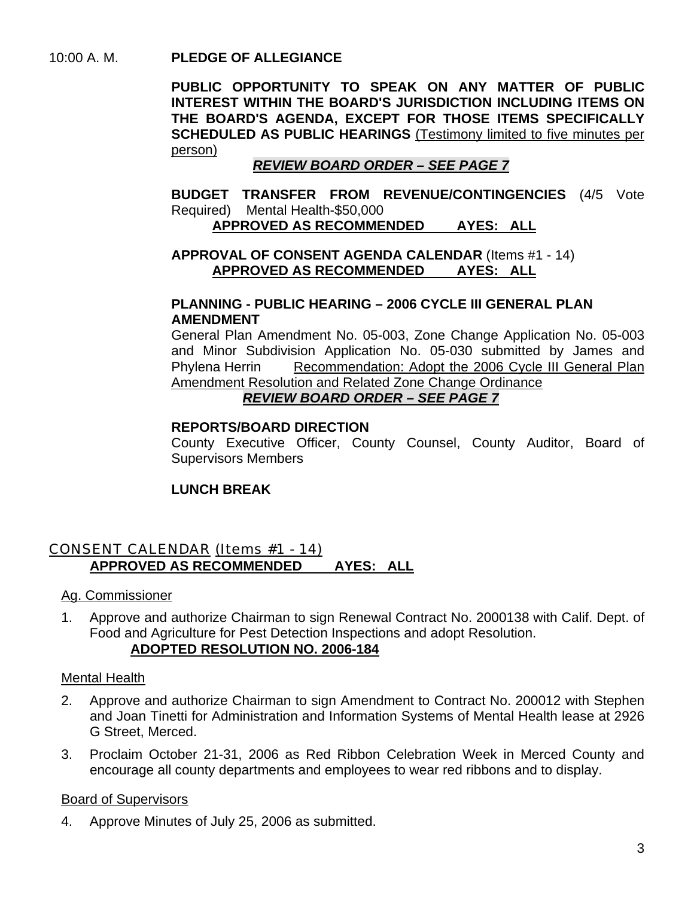10:00 A. M. **PLEDGE OF ALLEGIANCE**

**PUBLIC OPPORTUNITY TO SPEAK ON ANY MATTER OF PUBLIC INTEREST WITHIN THE BOARD'S JURISDICTION INCLUDING ITEMS ON THE BOARD'S AGENDA, EXCEPT FOR THOSE ITEMS SPECIFICALLY SCHEDULED AS PUBLIC HEARINGS** (Testimony limited to five minutes per person)

***REVIEW BOARD ORDER – SEE PAGE 7***

**BUDGET TRANSFER FROM REVENUE/CONTINGENCIES** (4/5 Vote Required) Mental Health-$50,000

**APPROVED AS RECOMMENDED AYES: ALL**

**APPROVAL OF CONSENT AGENDA CALENDAR** (Items #1 - 14)

**APPROVED AS RECOMMENDED AYES: ALL**

**PLANNING - PUBLIC HEARING – 2006 CYCLE III GENERAL PLAN AMENDMENT**

General Plan Amendment No. 05-003, Zone Change Application No. 05-003 and Minor Subdivision Application No. 05-030 submitted by James and Phylena Herrin Recommendation: Adopt the 2006 Cycle III General Plan Amendment Resolution and Related Zone Change Ordinance

***REVIEW BOARD ORDER – SEE PAGE 7***

**REPORTS/BOARD DIRECTION**

County Executive Officer, County Counsel, County Auditor, Board of Supervisors Members

**LUNCH BREAK**

## CONSENT CALENDAR (Items #1 - 14)

**APPROVED AS RECOMMENDED AYES: ALL**

Ag. Commissioner

1. Approve and authorize Chairman to sign Renewal Contract No. 2000138 with Calif. Dept. of Food and Agriculture for Pest Detection Inspections and adopt Resolution.
   **ADOPTED RESOLUTION NO. 2006-184**

Mental Health

2. Approve and authorize Chairman to sign Amendment to Contract No. 200012 with Stephen and Joan Tinetti for Administration and Information Systems of Mental Health lease at 2926 G Street, Merced.
3. Proclaim October 21-31, 2006 as Red Ribbon Celebration Week in Merced County and encourage all county departments and employees to wear red ribbons and to display.

Board of Supervisors

4. Approve Minutes of July 25, 2006 as submitted.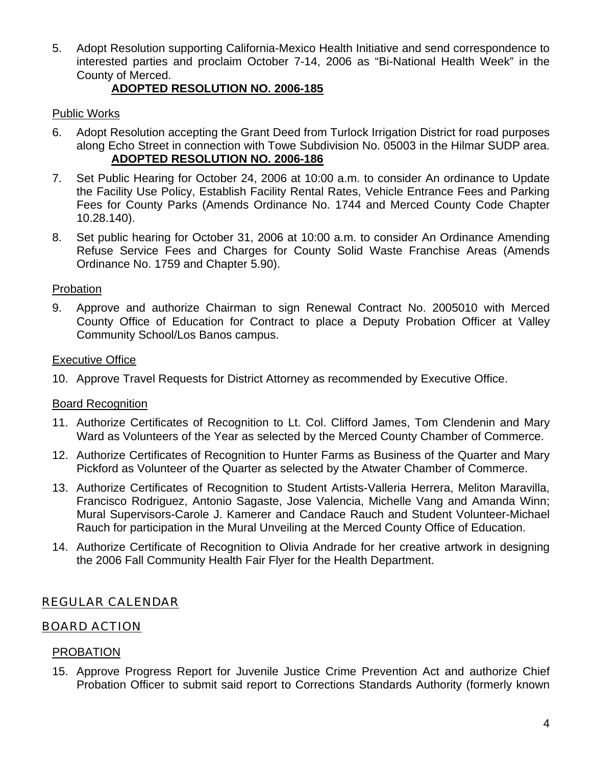5. Adopt Resolution supporting California-Mexico Health Initiative and send correspondence to interested parties and proclaim October 7-14, 2006 as "Bi-National Health Week" in the County of Merced.
   **ADOPTED RESOLUTION NO. 2006-185**

Public Works

6. Adopt Resolution accepting the Grant Deed from Turlock Irrigation District for road purposes along Echo Street in connection with Towe Subdivision No. 05003 in the Hilmar SUDP area.
   **ADOPTED RESOLUTION NO. 2006-186**
7. Set Public Hearing for October 24, 2006 at 10:00 a.m. to consider An ordinance to Update the Facility Use Policy, Establish Facility Rental Rates, Vehicle Entrance Fees and Parking Fees for County Parks (Amends Ordinance No. 1744 and Merced County Code Chapter 10.28.140).
8. Set public hearing for October 31, 2006 at 10:00 a.m. to consider An Ordinance Amending Refuse Service Fees and Charges for County Solid Waste Franchise Areas (Amends Ordinance No. 1759 and Chapter 5.90).

Probation

9. Approve and authorize Chairman to sign Renewal Contract No. 2005010 with Merced County Office of Education for Contract to place a Deputy Probation Officer at Valley Community School/Los Banos campus.

Executive Office

10. Approve Travel Requests for District Attorney as recommended by Executive Office.

Board Recognition

11. Authorize Certificates of Recognition to Lt. Col. Clifford James, Tom Clendenin and Mary Ward as Volunteers of the Year as selected by the Merced County Chamber of Commerce.
12. Authorize Certificates of Recognition to Hunter Farms as Business of the Quarter and Mary Pickford as Volunteer of the Quarter as selected by the Atwater Chamber of Commerce.
13. Authorize Certificates of Recognition to Student Artists-Valleria Herrera, Meliton Maravilla, Francisco Rodriguez, Antonio Sagaste, Jose Valencia, Michelle Vang and Amanda Winn; Mural Supervisors-Carole J. Kamerer and Candace Rauch and Student Volunteer-Michael Rauch for participation in the Mural Unveiling at the Merced County Office of Education.
14. Authorize Certificate of Recognition to Olivia Andrade for her creative artwork in designing the 2006 Fall Community Health Fair Flyer for the Health Department.

## REGULAR CALENDAR

## BOARD ACTION

PROBATION

15. Approve Progress Report for Juvenile Justice Crime Prevention Act and authorize Chief Probation Officer to submit said report to Corrections Standards Authority (formerly known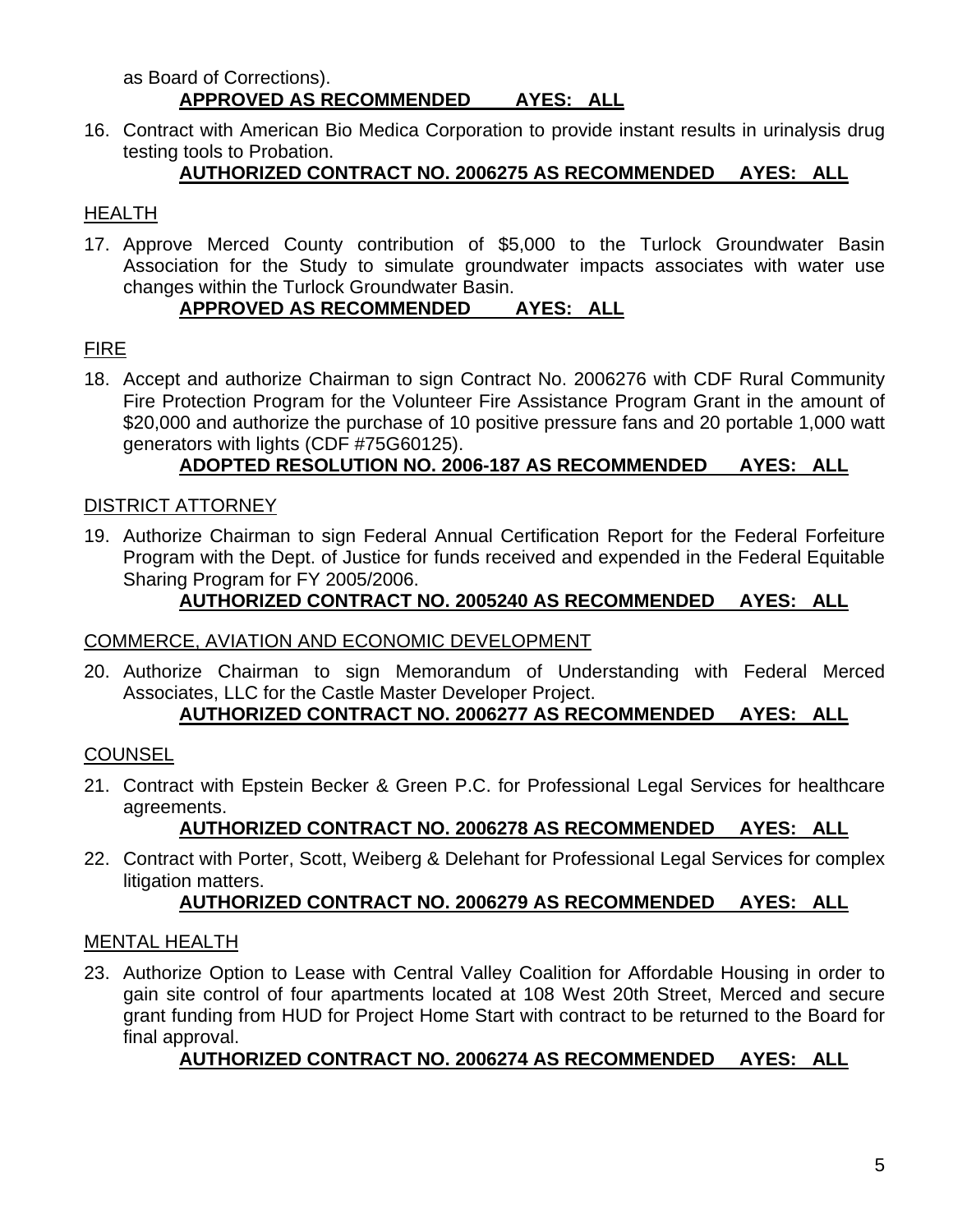as Board of Corrections).

**APPROVED AS RECOMMENDED AYES: ALL**

16. Contract with American Bio Medica Corporation to provide instant results in urinalysis drug testing tools to Probation.

    **AUTHORIZED CONTRACT NO. 2006275 AS RECOMMENDED AYES: ALL**

HEALTH

17. Approve Merced County contribution of $5,000 to the Turlock Groundwater Basin Association for the Study to simulate groundwater impacts associates with water use changes within the Turlock Groundwater Basin.

    **APPROVED AS RECOMMENDED AYES: ALL**

FIRE

18. Accept and authorize Chairman to sign Contract No. 2006276 with CDF Rural Community Fire Protection Program for the Volunteer Fire Assistance Program Grant in the amount of $20,000 and authorize the purchase of 10 positive pressure fans and 20 portable 1,000 watt generators with lights (CDF #75G60125).

    **ADOPTED RESOLUTION NO. 2006-187 AS RECOMMENDED AYES: ALL**

DISTRICT ATTORNEY

19. Authorize Chairman to sign Federal Annual Certification Report for the Federal Forfeiture Program with the Dept. of Justice for funds received and expended in the Federal Equitable Sharing Program for FY 2005/2006.

    **AUTHORIZED CONTRACT NO. 2005240 AS RECOMMENDED AYES: ALL**

COMMERCE, AVIATION AND ECONOMIC DEVELOPMENT

20. Authorize Chairman to sign Memorandum of Understanding with Federal Merced Associates, LLC for the Castle Master Developer Project.

    **AUTHORIZED CONTRACT NO. 2006277 AS RECOMMENDED AYES: ALL**

COUNSEL

21. Contract with Epstein Becker & Green P.C. for Professional Legal Services for healthcare agreements.

    **AUTHORIZED CONTRACT NO. 2006278 AS RECOMMENDED AYES: ALL**

22. Contract with Porter, Scott, Weiberg & Delehant for Professional Legal Services for complex litigation matters.

    **AUTHORIZED CONTRACT NO. 2006279 AS RECOMMENDED AYES: ALL**

MENTAL HEALTH

23. Authorize Option to Lease with Central Valley Coalition for Affordable Housing in order to gain site control of four apartments located at 108 West 20th Street, Merced and secure grant funding from HUD for Project Home Start with contract to be returned to the Board for final approval.

    **AUTHORIZED CONTRACT NO. 2006274 AS RECOMMENDED AYES: ALL**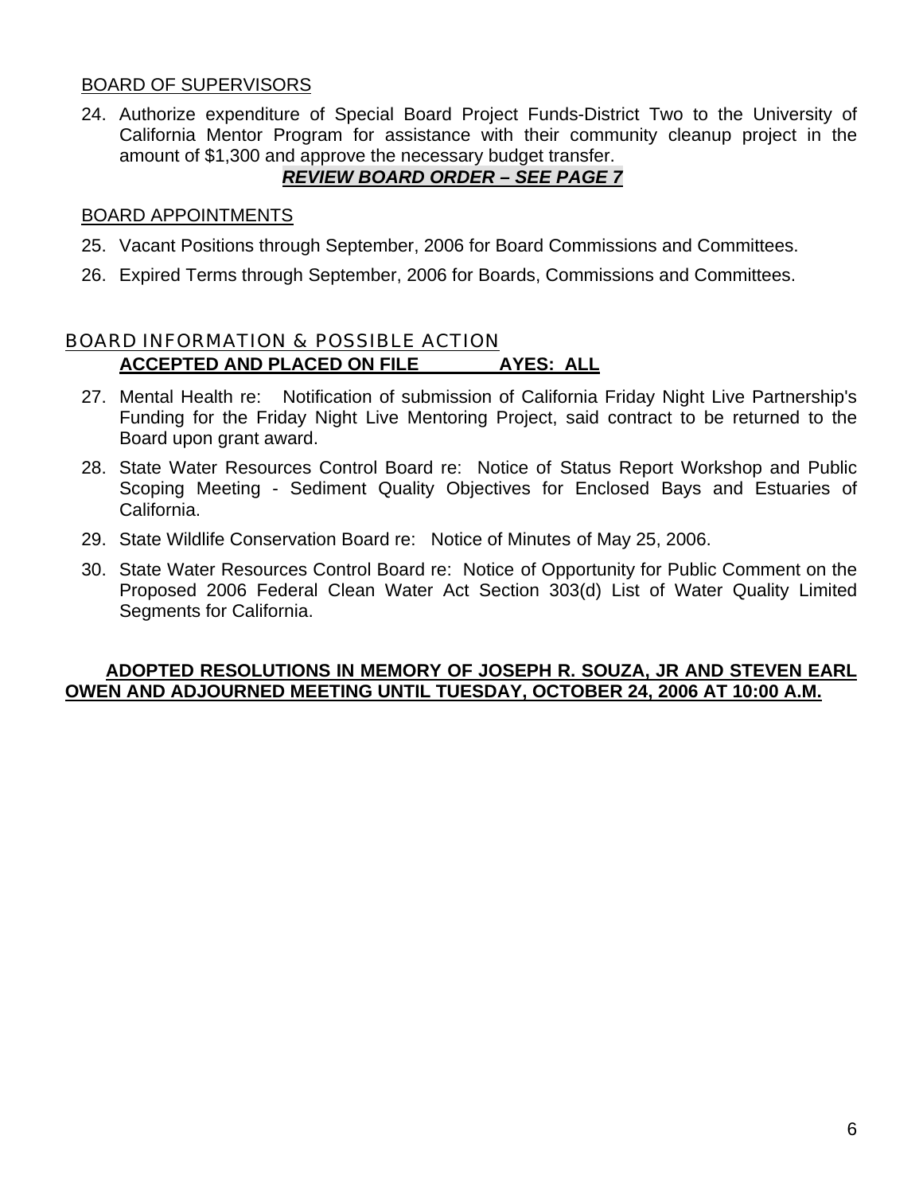BOARD OF SUPERVISORS

24. Authorize expenditure of Special Board Project Funds-District Two to the University of California Mentor Program for assistance with their community cleanup project in the amount of $1,300 and approve the necessary budget transfer.

***REVIEW BOARD ORDER – SEE PAGE 7***

BOARD APPOINTMENTS

25. Vacant Positions through September, 2006 for Board Commissions and Committees.
26. Expired Terms through September, 2006 for Boards, Commissions and Committees.

## BOARD INFORMATION & POSSIBLE ACTION

**ACCEPTED AND PLACED ON FILE AYES: ALL**

27. Mental Health re: Notification of submission of California Friday Night Live Partnership's Funding for the Friday Night Live Mentoring Project, said contract to be returned to the Board upon grant award.
28. State Water Resources Control Board re: Notice of Status Report Workshop and Public Scoping Meeting - Sediment Quality Objectives for Enclosed Bays and Estuaries of California.
29. State Wildlife Conservation Board re: Notice of Minutes of May 25, 2006.
30. State Water Resources Control Board re: Notice of Opportunity for Public Comment on the Proposed 2006 Federal Clean Water Act Section 303(d) List of Water Quality Limited Segments for California.

**ADOPTED RESOLUTIONS IN MEMORY OF JOSEPH R. SOUZA, JR AND STEVEN EARL OWEN AND ADJOURNED MEETING UNTIL TUESDAY, OCTOBER 24, 2006 AT 10:00 A.M.**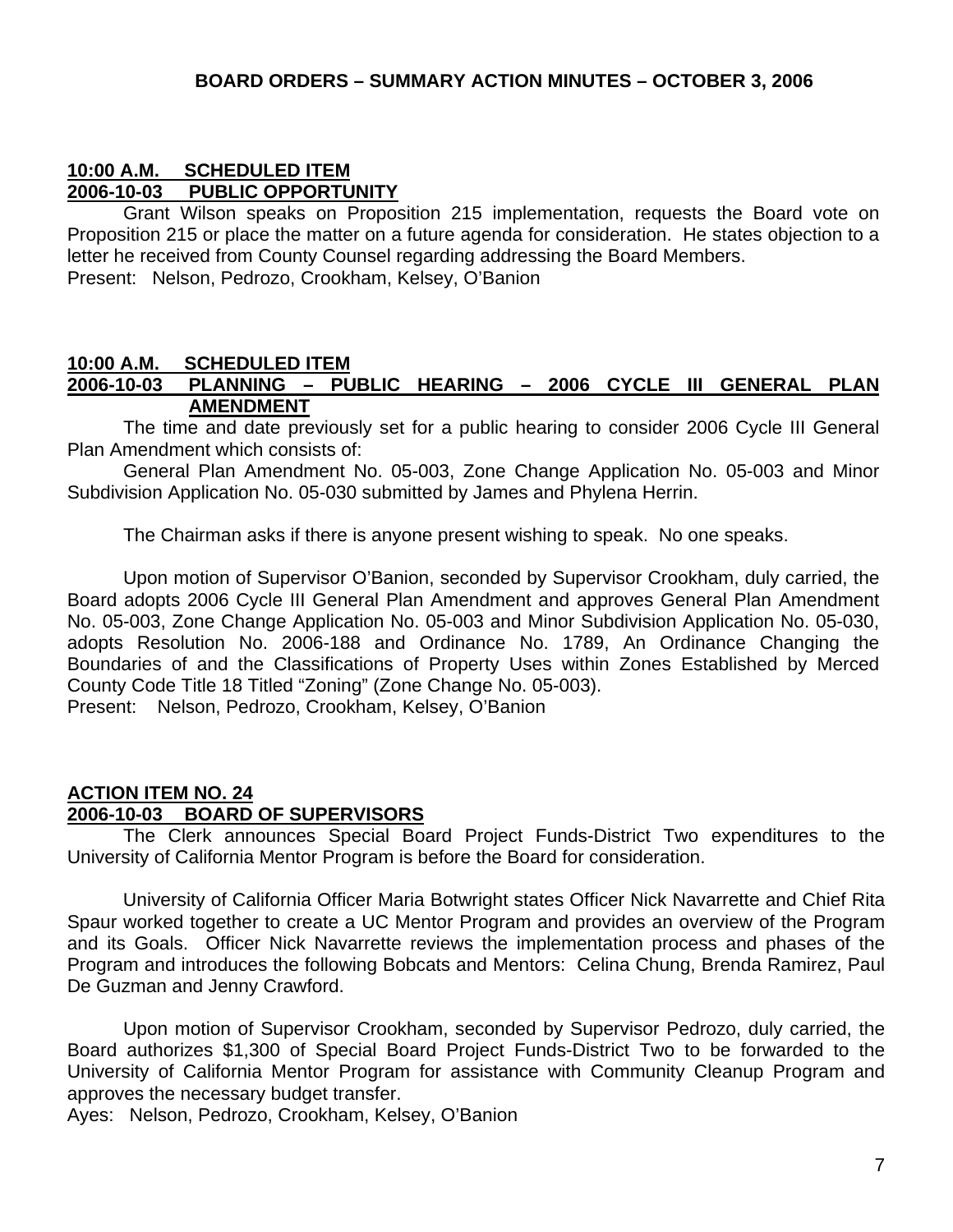## BOARD ORDERS – SUMMARY ACTION MINUTES – OCTOBER 3, 2006

**10:00 A.M. SCHEDULED ITEM**
**2006-10-03 PUBLIC OPPORTUNITY**

Grant Wilson speaks on Proposition 215 implementation, requests the Board vote on Proposition 215 or place the matter on a future agenda for consideration. He states objection to a letter he received from County Counsel regarding addressing the Board Members.
Present: Nelson, Pedrozo, Crookham, Kelsey, O'Banion

**10:00 A.M. SCHEDULED ITEM**
**2006-10-03 PLANNING – PUBLIC HEARING – 2006 CYCLE III GENERAL PLAN AMENDMENT**

The time and date previously set for a public hearing to consider 2006 Cycle III General Plan Amendment which consists of:

General Plan Amendment No. 05-003, Zone Change Application No. 05-003 and Minor Subdivision Application No. 05-030 submitted by James and Phylena Herrin.

The Chairman asks if there is anyone present wishing to speak. No one speaks.

Upon motion of Supervisor O'Banion, seconded by Supervisor Crookham, duly carried, the Board adopts 2006 Cycle III General Plan Amendment and approves General Plan Amendment No. 05-003, Zone Change Application No. 05-003 and Minor Subdivision Application No. 05-030, adopts Resolution No. 2006-188 and Ordinance No. 1789, An Ordinance Changing the Boundaries of and the Classifications of Property Uses within Zones Established by Merced County Code Title 18 Titled "Zoning" (Zone Change No. 05-003).
Present: Nelson, Pedrozo, Crookham, Kelsey, O'Banion

**ACTION ITEM NO. 24**
**2006-10-03 BOARD OF SUPERVISORS**

The Clerk announces Special Board Project Funds-District Two expenditures to the University of California Mentor Program is before the Board for consideration.

University of California Officer Maria Botwright states Officer Nick Navarrette and Chief Rita Spaur worked together to create a UC Mentor Program and provides an overview of the Program and its Goals. Officer Nick Navarrette reviews the implementation process and phases of the Program and introduces the following Bobcats and Mentors: Celina Chung, Brenda Ramirez, Paul De Guzman and Jenny Crawford.

Upon motion of Supervisor Crookham, seconded by Supervisor Pedrozo, duly carried, the Board authorizes $1,300 of Special Board Project Funds-District Two to be forwarded to the University of California Mentor Program for assistance with Community Cleanup Program and approves the necessary budget transfer.
Ayes: Nelson, Pedrozo, Crookham, Kelsey, O'Banion